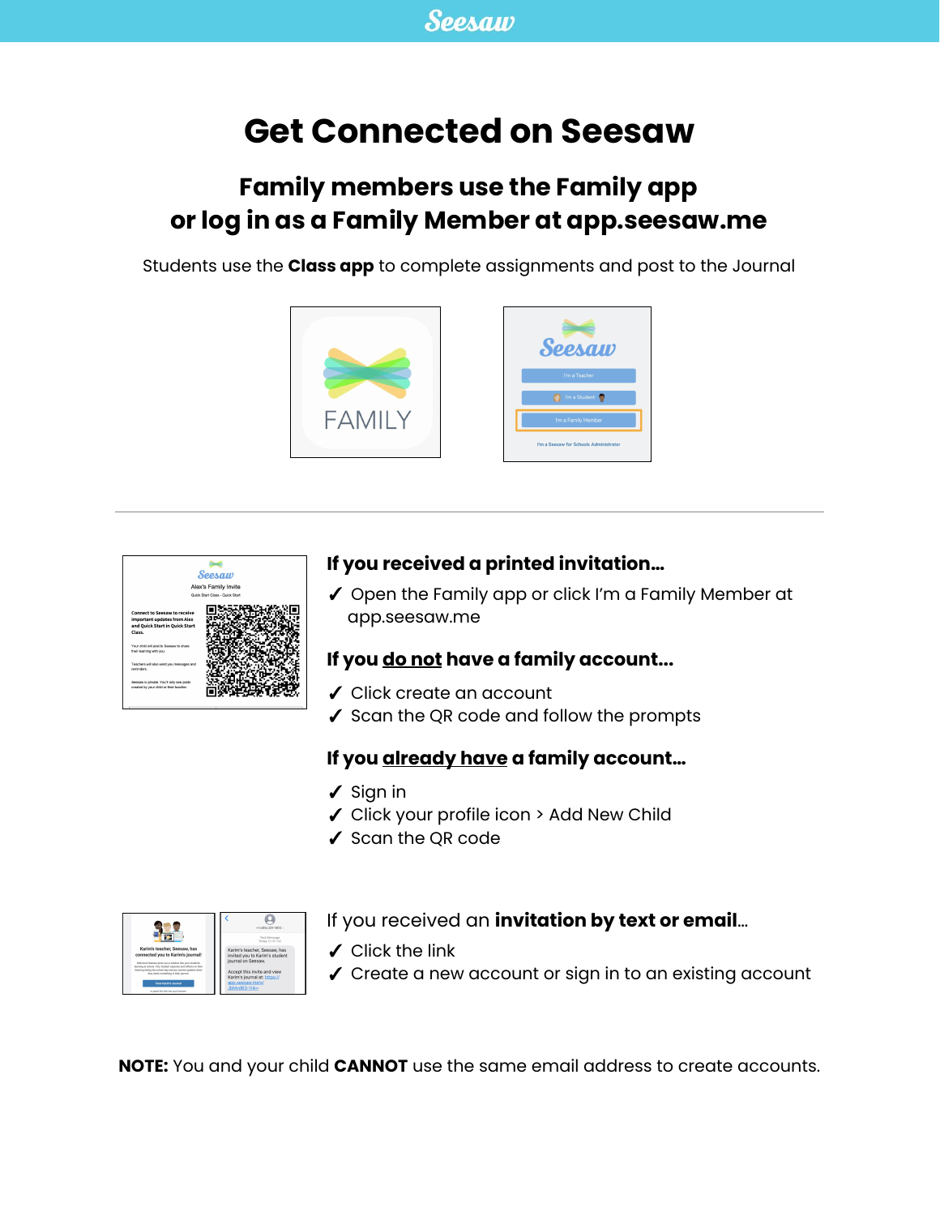# Get Connected on Seesaw

## Family members use the Family app or log in as a Family Member at app.seesaw.me

Students use the **Class app** to complete assignments and post to the Journal

---

### If you received a printed invitation…

✓ Open the Family app or click I'm a Family Member at app.seesaw.me

### If you do not have a family account…

✓ Click create an account
✓ Scan the QR code and follow the prompts

### If you already have a family account…

✓ Sign in
✓ Click your profile icon > Add New Child
✓ Scan the QR code

If you received an **invitation by text or email**…

✓ Click the link
✓ Create a new account or sign in to an existing account

**NOTE:** You and your child **CANNOT** use the same email address to create accounts.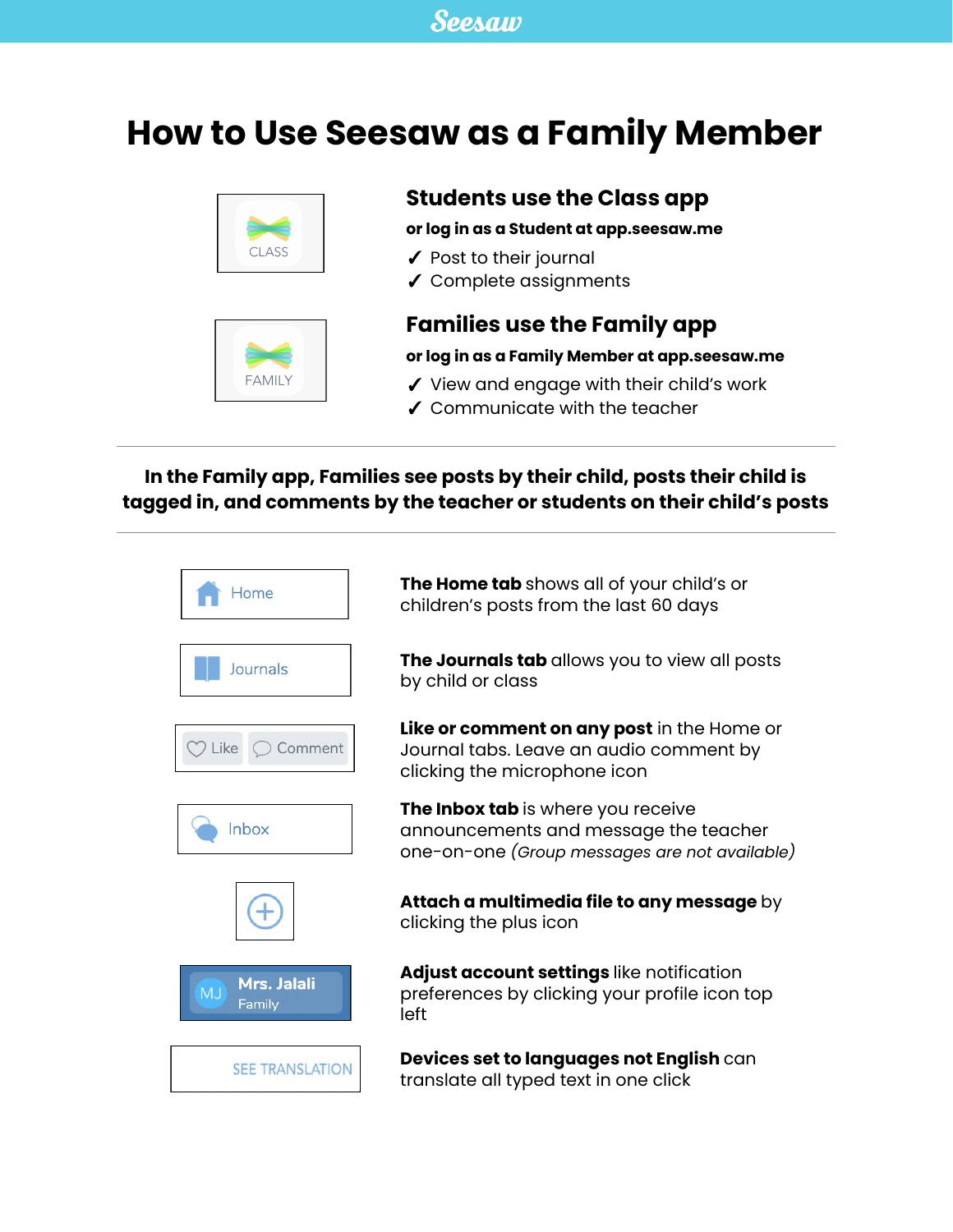# How to Use Seesaw as a Family Member

CLASS

## Students use the Class app

**or log in as a Student at app.seesaw.me**

✓ Post to their journal
✓ Complete assignments

FAMILY

## Families use the Family app

**or log in as a Family Member at app.seesaw.me**

✓ View and engage with their child's work
✓ Communicate with the teacher

---

**In the Family app, Families see posts by their child, posts their child is tagged in, and comments by the teacher or students on their child's posts**

---

| | |
|---|---|
| Home | **The Home tab** shows all of your child's or children's posts from the last 60 days |
| Journals | **The Journals tab** allows you to view all posts by child or class |
| Like / Comment | **Like or comment on any post** in the Home or Journal tabs. Leave an audio comment by clicking the microphone icon |
| Inbox | **The Inbox tab** is where you receive announcements and message the teacher one-on-one *(Group messages are not available)* |
| ⊕ | **Attach a multimedia file to any message** by clicking the plus icon |
| MJ Mrs. Jalali Family | **Adjust account settings** like notification preferences by clicking your profile icon top left |
| SEE TRANSLATION | **Devices set to languages not English** can translate all typed text in one click |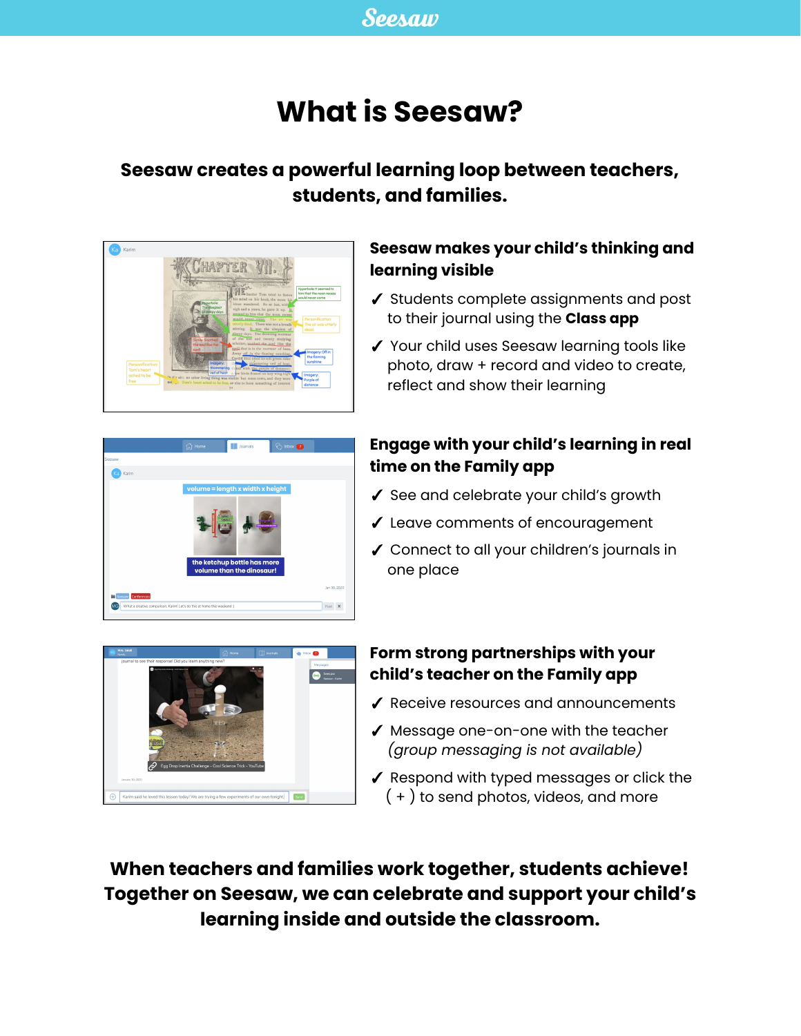# What is Seesaw?

**Seesaw creates a powerful learning loop between teachers, students, and families.**

### Seesaw makes your child's thinking and learning visible

- ✓ Students complete assignments and post to their journal using the **Class app**
- ✓ Your child uses Seesaw learning tools like photo, draw + record and video to create, reflect and show their learning

### Engage with your child's learning in real time on the Family app

- ✓ See and celebrate your child's growth
- ✓ Leave comments of encouragement
- ✓ Connect to all your children's journals in one place

### Form strong partnerships with your child's teacher on the Family app

- ✓ Receive resources and announcements
- ✓ Message one-on-one with the teacher *(group messaging is not available)*
- ✓ Respond with typed messages or click the ( + ) to send photos, videos, and more

**When teachers and families work together, students achieve! Together on Seesaw, we can celebrate and support your child's learning inside and outside the classroom.**